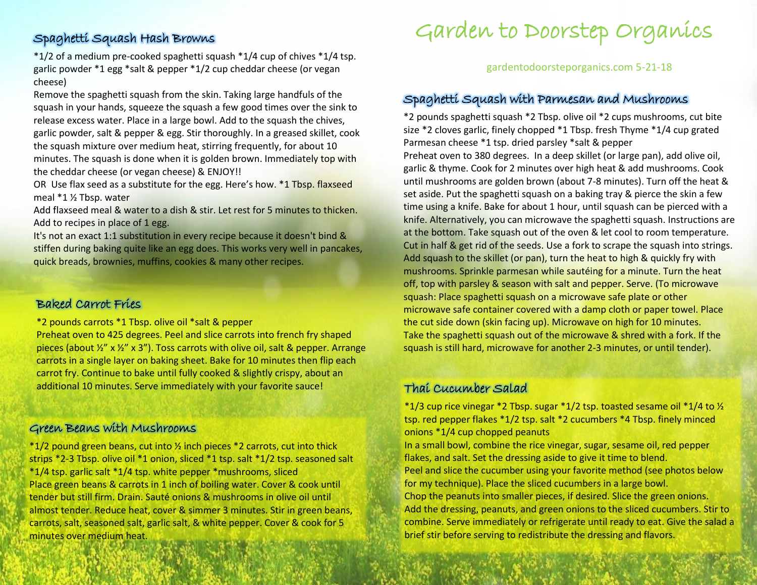# Garden to Doorstep Organics

gardentodoorsteporganics.com 5-21-18

## Spaghetti Squash Hash Browns

*1/2 of a medium pre-cooked spaghetti squash *1/4 cup of chives *1/4 tsp. garlic powder *1 egg *salt & pepper *1/2 cup cheddar cheese (or vegan cheese)

Remove the spaghetti squash from the skin. Taking large handfuls of the squash in your hands, squeeze the squash a few good times over the sink to release excess water. Place in a large bowl. Add to the squash the chives, garlic powder, salt & pepper & egg. Stir thoroughly. In a greased skillet, cook the squash mixture over medium heat, stirring frequently, for about 10 minutes. The squash is done when it is golden brown. Immediately top with the cheddar cheese (or vegan cheese) & ENJOY!!

OR Use flax seed as a substitute for the egg. Here's how. *1 Tbsp. flaxseed meal *1 ½ Tbsp. water

Add flaxseed meal & water to a dish & stir. Let rest for 5 minutes to thicken. Add to recipes in place of 1 egg.

It's not an exact 1:1 substitution in every recipe because it doesn't bind & stiffen during baking quite like an egg does. This works very well in pancakes, quick breads, brownies, muffins, cookies & many other recipes.

## Baked Carrot Fries

*2 pounds carrots *1 Tbsp. olive oil *salt & pepper

Preheat oven to 425 degrees. Peel and slice carrots into french fry shaped pieces (about ½" x ½" x 3"). Toss carrots with olive oil, salt & pepper. Arrange carrots in a single layer on baking sheet. Bake for 10 minutes then flip each carrot fry. Continue to bake until fully cooked & slightly crispy, about an additional 10 minutes. Serve immediately with your favorite sauce!

## Green Beans with Mushrooms

*1/2 pound green beans, cut into ½ inch pieces *2 carrots, cut into thick strips *2-3 Tbsp. olive oil *1 onion, sliced *1 tsp. salt *1/2 tsp. seasoned salt *1/4 tsp. garlic salt *1/4 tsp. white pepper *mushrooms, sliced

Place green beans & carrots in 1 inch of boiling water. Cover & cook until tender but still firm. Drain. Sauté onions & mushrooms in olive oil until almost tender. Reduce heat, cover & simmer 3 minutes. Stir in green beans, carrots, salt, seasoned salt, garlic salt, & white pepper. Cover & cook for 5 minutes over medium heat.

## Spaghetti Squash with Parmesan and Mushrooms

*2 pounds spaghetti squash *2 Tbsp. olive oil *2 cups mushrooms, cut bite size *2 cloves garlic, finely chopped *1 Tbsp. fresh Thyme *1/4 cup grated Parmesan cheese *1 tsp. dried parsley *salt & pepper

Preheat oven to 380 degrees. In a deep skillet (or large pan), add olive oil, garlic & thyme. Cook for 2 minutes over high heat & add mushrooms. Cook until mushrooms are golden brown (about 7-8 minutes). Turn off the heat & set aside. Put the spaghetti squash on a baking tray & pierce the skin a few time using a knife. Bake for about 1 hour, until squash can be pierced with a knife. Alternatively, you can microwave the spaghetti squash. Instructions are at the bottom. Take squash out of the oven & let cool to room temperature. Cut in half & get rid of the seeds. Use a fork to scrape the squash into strings. Add squash to the skillet (or pan), turn the heat to high & quickly fry with mushrooms. Sprinkle parmesan while sautéing for a minute. Turn the heat off, top with parsley & season with salt and pepper. Serve. (To microwave squash: Place spaghetti squash on a microwave safe plate or other microwave safe container covered with a damp cloth or paper towel. Place the cut side down (skin facing up). Microwave on high for 10 minutes. Take the spaghetti squash out of the microwave & shred with a fork. If the squash is still hard, microwave for another 2-3 minutes, or until tender).

## Thai Cucumber Salad

*1/3 cup rice vinegar *2 Tbsp. sugar *1/2 tsp. toasted sesame oil *1/4 to ½ tsp. red pepper flakes *1/2 tsp. salt *2 cucumbers *4 Tbsp. finely minced onions *1/4 cup chopped peanuts

In a small bowl, combine the rice vinegar, sugar, sesame oil, red pepper flakes, and salt. Set the dressing aside to give it time to blend.

Peel and slice the cucumber using your favorite method (see photos below for my technique). Place the sliced cucumbers in a large bowl.

Chop the peanuts into smaller pieces, if desired. Slice the green onions.

Add the dressing, peanuts, and green onions to the sliced cucumbers. Stir to combine. Serve immediately or refrigerate until ready to eat. Give the salad a brief stir before serving to redistribute the dressing and flavors.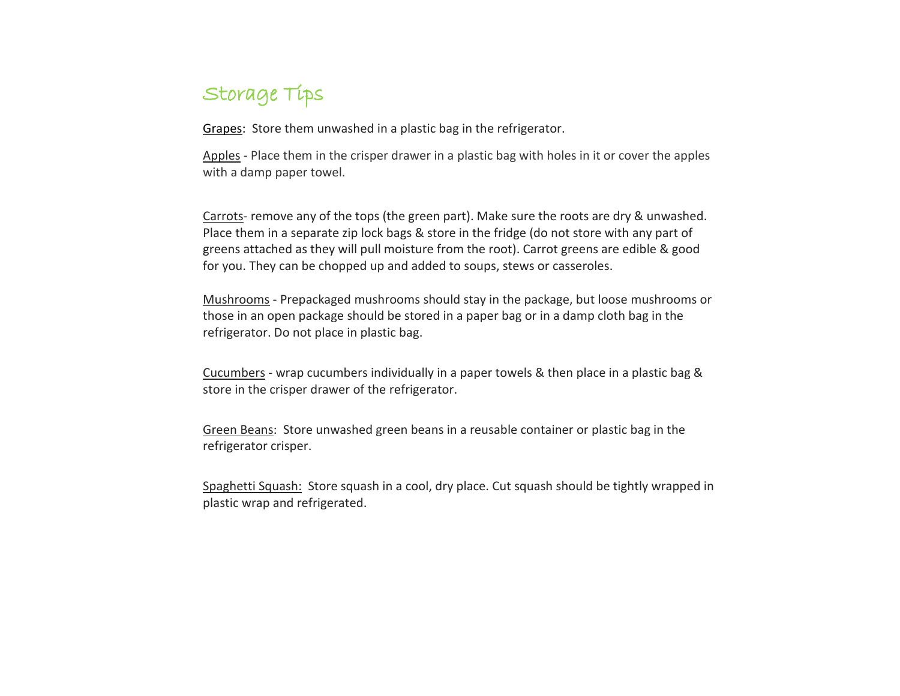## Storage Tips

Grapes: Store them unwashed in a plastic bag in the refrigerator.

Apples - Place them in the crisper drawer in a plastic bag with holes in it or cover the apples with a damp paper towel.

Carrots- remove any of the tops (the green part). Make sure the roots are dry & unwashed. Place them in a separate zip lock bags & store in the fridge (do not store with any part of greens attached as they will pull moisture from the root). Carrot greens are edible & good for you. They can be chopped up and added to soups, stews or casseroles.

Mushrooms - Prepackaged mushrooms should stay in the package, but loose mushrooms or those in an open package should be stored in a paper bag or in a damp cloth bag in the refrigerator. Do not place in plastic bag.

Cucumbers - wrap cucumbers individually in a paper towels & then place in a plastic bag & store in the crisper drawer of the refrigerator.

Green Beans: Store unwashed green beans in a reusable container or plastic bag in the refrigerator crisper.

Spaghetti Squash: Store squash in a cool, dry place. Cut squash should be tightly wrapped in plastic wrap and refrigerated.